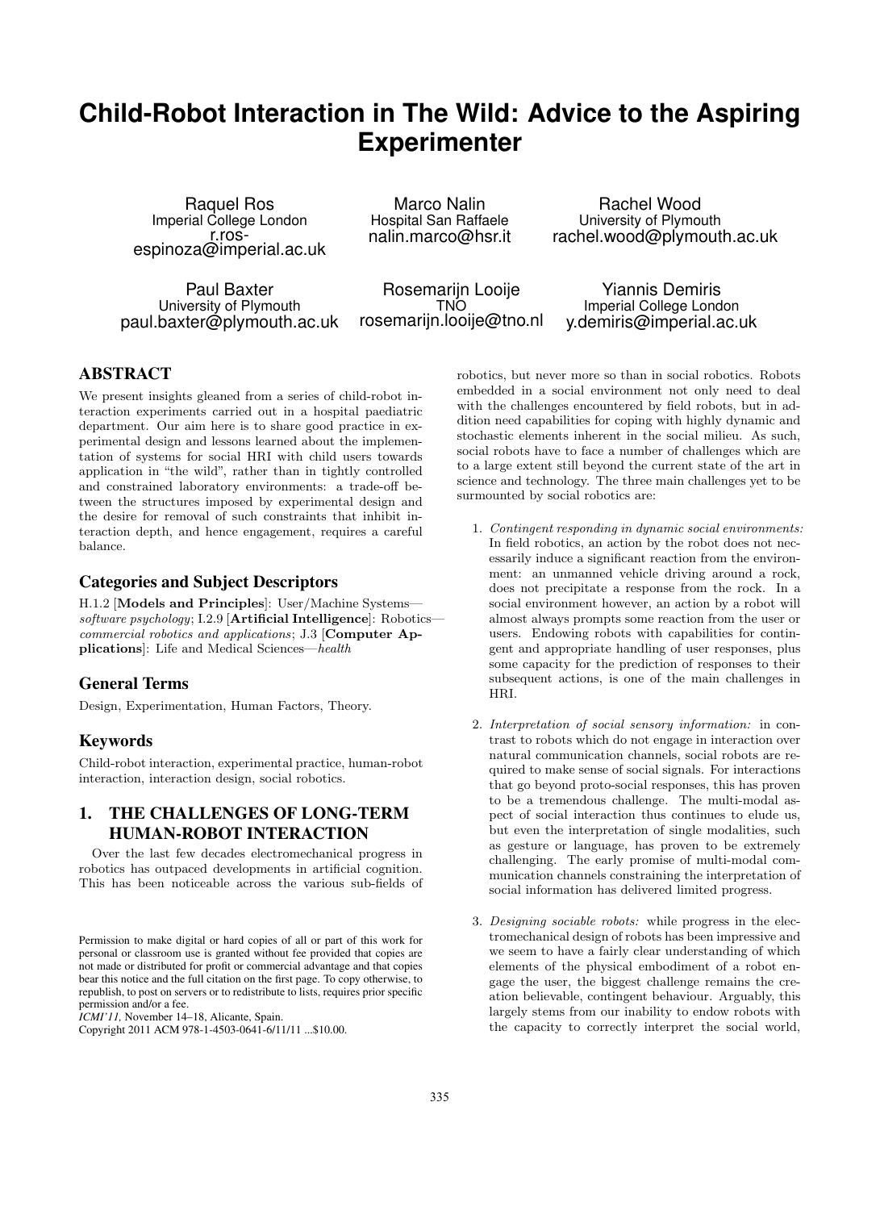# Child-Robot Interaction in The Wild: Advice to the Aspiring Experimenter

Raquel Ros
Imperial College London
r.ros-espinoza@imperial.ac.uk

Marco Nalin
Hospital San Raffaele
nalin.marco@hsr.it

Rachel Wood
University of Plymouth
rachel.wood@plymouth.ac.uk

Paul Baxter
University of Plymouth
paul.baxter@plymouth.ac.uk

Rosemarijn Looije
TNO
rosemarijn.looije@tno.nl

Yiannis Demiris
Imperial College London
y.demiris@imperial.ac.uk

## ABSTRACT

We present insights gleaned from a series of child-robot interaction experiments carried out in a hospital paediatric department. Our aim here is to share good practice in experimental design and lessons learned about the implementation of systems for social HRI with child users towards application in "the wild", rather than in tightly controlled and constrained laboratory environments: a trade-off between the structures imposed by experimental design and the desire for removal of such constraints that inhibit interaction depth, and hence engagement, requires a careful balance.

### Categories and Subject Descriptors

H.1.2 [**Models and Principles**]: User/Machine Systems—*software psychology*; I.2.9 [**Artificial Intelligence**]: Robotics—*commercial robotics and applications*; J.3 [**Computer Applications**]: Life and Medical Sciences—*health*

### General Terms

Design, Experimentation, Human Factors, Theory.

### Keywords

Child-robot interaction, experimental practice, human-robot interaction, interaction design, social robotics.

## 1. THE CHALLENGES OF LONG-TERM HUMAN-ROBOT INTERACTION

Over the last few decades electromechanical progress in robotics has outpaced developments in artificial cognition. This has been noticeable across the various sub-fields of robotics, but never more so than in social robotics. Robots embedded in a social environment not only need to deal with the challenges encountered by field robots, but in addition need capabilities for coping with highly dynamic and stochastic elements inherent in the social milieu. As such, social robots have to face a number of challenges which are to a large extent still beyond the current state of the art in science and technology. The three main challenges yet to be surmounted by social robotics are:

1. *Contingent responding in dynamic social environments:* In field robotics, an action by the robot does not necessarily induce a significant reaction from the environment: an unmanned vehicle driving around a rock, does not precipitate a response from the rock. In a social environment however, an action by a robot will almost always prompts some reaction from the user or users. Endowing robots with capabilities for contingent and appropriate handling of user responses, plus some capacity for the prediction of responses to their subsequent actions, is one of the main challenges in HRI.

2. *Interpretation of social sensory information:* in contrast to robots which do not engage in interaction over natural communication channels, social robots are required to make sense of social signals. For interactions that go beyond proto-social responses, this has proven to be a tremendous challenge. The multi-modal aspect of social interaction thus continues to elude us, but even the interpretation of single modalities, such as gesture or language, has proven to be extremely challenging. The early promise of multi-modal communication channels constraining the interpretation of social information has delivered limited progress.

3. *Designing sociable robots:* while progress in the electromechanical design of robots has been impressive and we seem to have a fairly clear understanding of which elements of the physical embodiment of a robot engage the user, the biggest challenge remains the creation believable, contingent behaviour. Arguably, this largely stems from our inability to endow robots with the capacity to correctly interpret the social world,

Permission to make digital or hard copies of all or part of this work for personal or classroom use is granted without fee provided that copies are not made or distributed for profit or commercial advantage and that copies bear this notice and the full citation on the first page. To copy otherwise, to republish, to post on servers or to redistribute to lists, requires prior specific permission and/or a fee.
*ICMI'11,* November 14–18, Alicante, Spain.
Copyright 2011 ACM 978-1-4503-0641-6/11/11 ...$10.00.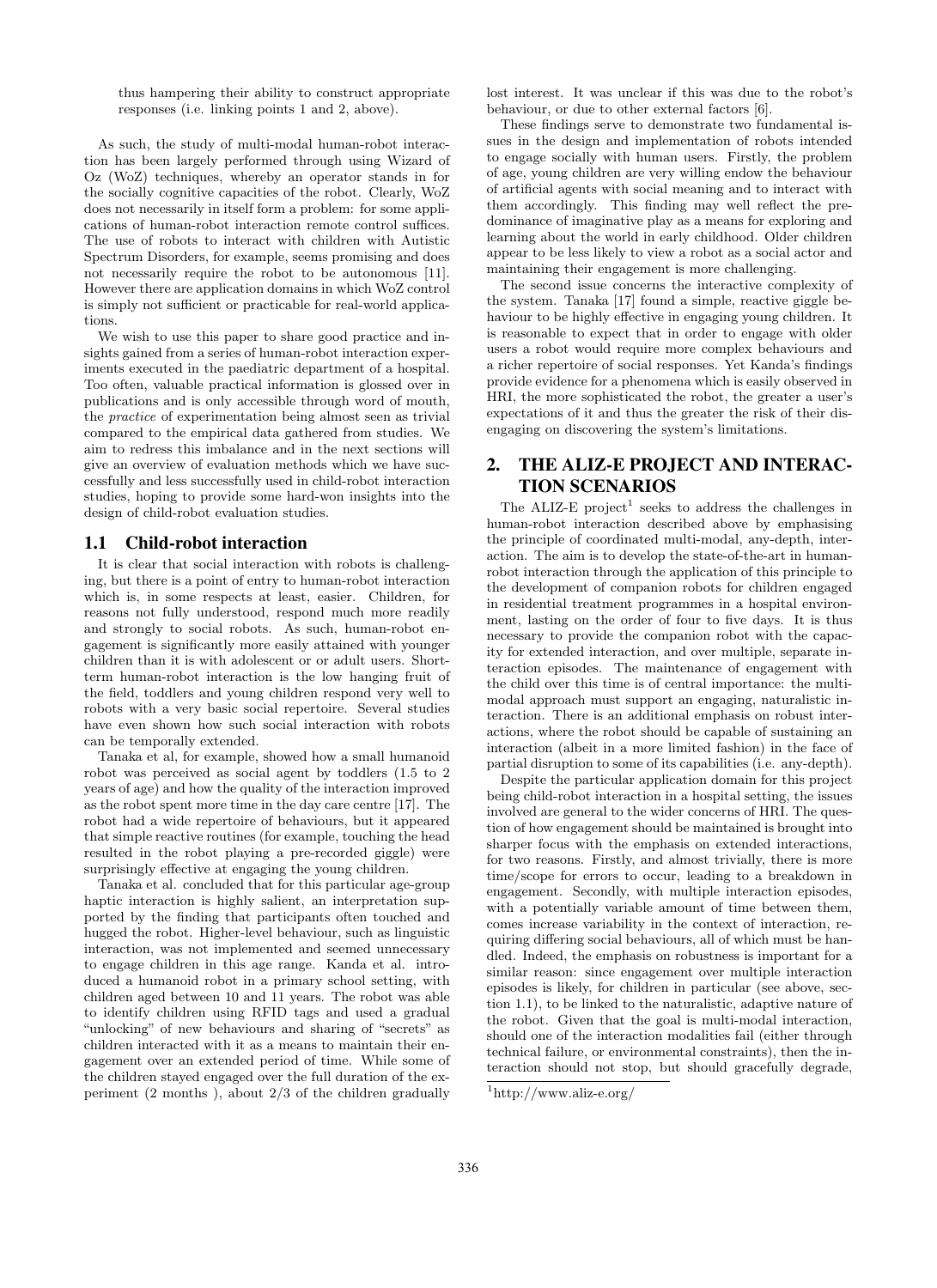thus hampering their ability to construct appropriate responses (i.e. linking points 1 and 2, above).

As such, the study of multi-modal human-robot interaction has been largely performed through using Wizard of Oz (WoZ) techniques, whereby an operator stands in for the socially cognitive capacities of the robot. Clearly, WoZ does not necessarily in itself form a problem: for some applications of human-robot interaction remote control suffices. The use of robots to interact with children with Autistic Spectrum Disorders, for example, seems promising and does not necessarily require the robot to be autonomous [11]. However there are application domains in which WoZ control is simply not sufficient or practicable for real-world applications.

We wish to use this paper to share good practice and insights gained from a series of human-robot interaction experiments executed in the paediatric department of a hospital. Too often, valuable practical information is glossed over in publications and is only accessible through word of mouth, the *practice* of experimentation being almost seen as trivial compared to the empirical data gathered from studies. We aim to redress this imbalance and in the next sections will give an overview of evaluation methods which we have successfully and less successfully used in child-robot interaction studies, hoping to provide some hard-won insights into the design of child-robot evaluation studies.

## 1.1 Child-robot interaction

It is clear that social interaction with robots is challenging, but there is a point of entry to human-robot interaction which is, in some respects at least, easier. Children, for reasons not fully understood, respond much more readily and strongly to social robots. As such, human-robot engagement is significantly more easily attained with younger children than it is with adolescent or or adult users. Short-term human-robot interaction is the low hanging fruit of the field, toddlers and young children respond very well to robots with a very basic social repertoire. Several studies have even shown how such social interaction with robots can be temporally extended.

Tanaka et al, for example, showed how a small humanoid robot was perceived as social agent by toddlers (1.5 to 2 years of age) and how the quality of the interaction improved as the robot spent more time in the day care centre [17]. The robot had a wide repertoire of behaviours, but it appeared that simple reactive routines (for example, touching the head resulted in the robot playing a pre-recorded giggle) were surprisingly effective at engaging the young children.

Tanaka et al. concluded that for this particular age-group haptic interaction is highly salient, an interpretation supported by the finding that participants often touched and hugged the robot. Higher-level behaviour, such as linguistic interaction, was not implemented and seemed unnecessary to engage children in this age range. Kanda et al. introduced a humanoid robot in a primary school setting, with children aged between 10 and 11 years. The robot was able to identify children using RFID tags and used a gradual "unlocking" of new behaviours and sharing of "secrets" as children interacted with it as a means to maintain their engagement over an extended period of time. While some of the children stayed engaged over the full duration of the experiment (2 months ), about 2/3 of the children gradually lost interest. It was unclear if this was due to the robot's behaviour, or due to other external factors [6].

These findings serve to demonstrate two fundamental issues in the design and implementation of robots intended to engage socially with human users. Firstly, the problem of age, young children are very willing endow the behaviour of artificial agents with social meaning and to interact with them accordingly. This finding may well reflect the predominance of imaginative play as a means for exploring and learning about the world in early childhood. Older children appear to be less likely to view a robot as a social actor and maintaining their engagement is more challenging.

The second issue concerns the interactive complexity of the system. Tanaka [17] found a simple, reactive giggle behaviour to be highly effective in engaging young children. It is reasonable to expect that in order to engage with older users a robot would require more complex behaviours and a richer repertoire of social responses. Yet Kanda's findings provide evidence for a phenomena which is easily observed in HRI, the more sophisticated the robot, the greater a user's expectations of it and thus the greater the risk of their disengaging on discovering the system's limitations.

# 2. THE ALIZ-E PROJECT AND INTERACTION SCENARIOS

The ALIZ-E project[1] seeks to address the challenges in human-robot interaction described above by emphasising the principle of coordinated multi-modal, any-depth, interaction. The aim is to develop the state-of-the-art in human-robot interaction through the application of this principle to the development of companion robots for children engaged in residential treatment programmes in a hospital environment, lasting on the order of four to five days. It is thus necessary to provide the companion robot with the capacity for extended interaction, and over multiple, separate interaction episodes. The maintenance of engagement with the child over this time is of central importance: the multi-modal approach must support an engaging, naturalistic interaction. There is an additional emphasis on robust interactions, where the robot should be capable of sustaining an interaction (albeit in a more limited fashion) in the face of partial disruption to some of its capabilities (i.e. any-depth).

Despite the particular application domain for this project being child-robot interaction in a hospital setting, the issues involved are general to the wider concerns of HRI. The question of how engagement should be maintained is brought into sharper focus with the emphasis on extended interactions, for two reasons. Firstly, and almost trivially, there is more time/scope for errors to occur, leading to a breakdown in engagement. Secondly, with multiple interaction episodes, with a potentially variable amount of time between them, comes increase variability in the context of interaction, requiring differing social behaviours, all of which must be handled. Indeed, the emphasis on robustness is important for a similar reason: since engagement over multiple interaction episodes is likely, for children in particular (see above, section 1.1), to be linked to the naturalistic, adaptive nature of the robot. Given that the goal is multi-modal interaction, should one of the interaction modalities fail (either through technical failure, or environmental constraints), then the interaction should not stop, but should gracefully degrade,

[1] http://www.aliz-e.org/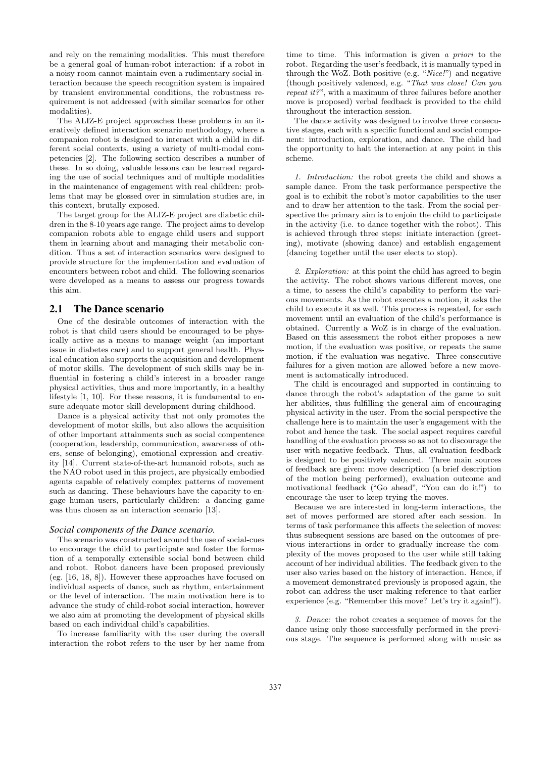and rely on the remaining modalities. This must therefore be a general goal of human-robot interaction: if a robot in a noisy room cannot maintain even a rudimentary social interaction because the speech recognition system is impaired by transient environmental conditions, the robustness requirement is not addressed (with similar scenarios for other modalities).

The ALIZ-E project approaches these problems in an iteratively defined interaction scenario methodology, where a companion robot is designed to interact with a child in different social contexts, using a variety of multi-modal competencies [2]. The following section describes a number of these. In so doing, valuable lessons can be learned regarding the use of social techniques and of multiple modalities in the maintenance of engagement with real children: problems that may be glossed over in simulation studies are, in this context, brutally exposed.

The target group for the ALIZ-E project are diabetic children in the 8-10 years age range. The project aims to develop companion robots able to engage child users and support them in learning about and managing their metabolic condition. Thus a set of interaction scenarios were designed to provide structure for the implementation and evaluation of encounters between robot and child. The following scenarios were developed as a means to assess our progress towards this aim.

## 2.1 The Dance scenario

One of the desirable outcomes of interaction with the robot is that child users should be encouraged to be physically active as a means to manage weight (an important issue in diabetes care) and to support general health. Physical education also supports the acquisition and development of motor skills. The development of such skills may be influential in fostering a child's interest in a broader range physical activities, thus and more importantly, in a healthy lifestyle [1, 10]. For these reasons, it is fundamental to ensure adequate motor skill development during childhood.

Dance is a physical activity that not only promotes the development of motor skills, but also allows the acquisition of other important attainments such as social compentence (cooperation, leadership, communication, awareness of others, sense of belonging), emotional expression and creativity [14]. Current state-of-the-art humanoid robots, such as the NAO robot used in this project, are physically embodied agents capable of relatively complex patterns of movement such as dancing. These behaviours have the capacity to engage human users, particularly children: a dancing game was thus chosen as an interaction scenario [13].

### *Social components of the Dance scenario.*

The scenario was constructed around the use of social-cues to encourage the child to participate and foster the formation of a temporally extensible social bond between child and robot. Robot dancers have been proposed previously (eg. [16, 18, 8]). However these approaches have focused on individual aspects of dance, such as rhythm, entertainment or the level of interaction. The main motivation here is to advance the study of child-robot social interaction, however we also aim at promoting the development of physical skills based on each individual child's capabilities.

To increase familiarity with the user during the overall interaction the robot refers to the user by her name from time to time. This information is given *a priori* to the robot. Regarding the user's feedback, it is manually typed in through the WoZ. Both positive (e.g. "*Nice!*") and negative (though positively valenced, e.g. "*That was close! Can you repeat it?*", with a maximum of three failures before another move is proposed) verbal feedback is provided to the child throughout the interaction session.

The dance activity was designed to involve three consecutive stages, each with a specific functional and social component: introduction, exploration, and dance. The child had the opportunity to halt the interaction at any point in this scheme.

*1. Introduction:* the robot greets the child and shows a sample dance. From the task performance perspective the goal is to exhibit the robot's motor capabilities to the user and to draw her attention to the task. From the social perspective the primary aim is to enjoin the child to participate in the activity (i.e. to dance together with the robot). This is achieved through three steps: initiate interaction (greeting), motivate (showing dance) and establish engagement (dancing together until the user elects to stop).

*2. Exploration:* at this point the child has agreed to begin the activity. The robot shows various different moves, one a time, to assess the child's capability to perform the various movements. As the robot executes a motion, it asks the child to execute it as well. This process is repeated, for each movement until an evaluation of the child's performance is obtained. Currently a WoZ is in charge of the evaluation. Based on this assessment the robot either proposes a new motion, if the evaluation was positive, or repeats the same motion, if the evaluation was negative. Three consecutive failures for a given motion are allowed before a new movement is automatically introduced.

The child is encouraged and supported in continuing to dance through the robot's adaptation of the game to suit her abilities, thus fulfilling the general aim of encouraging physical activity in the user. From the social perspective the challenge here is to maintain the user's engagement with the robot and hence the task. The social aspect requires careful handling of the evaluation process so as not to discourage the user with negative feedback. Thus, all evaluation feedback is designed to be positively valenced. Three main sources of feedback are given: move description (a brief description of the motion being performed), evaluation outcome and motivational feedback ("Go ahead", "You can do it!") to encourage the user to keep trying the moves.

Because we are interested in long-term interactions, the set of moves performed are stored after each session. In terms of task performance this affects the selection of moves: thus subsequent sessions are based on the outcomes of previous interactions in order to gradually increase the complexity of the moves proposed to the user while still taking account of her individual abilities. The feedback given to the user also varies based on the history of interaction. Hence, if a movement demonstrated previously is proposed again, the robot can address the user making reference to that earlier experience (e.g. "Remember this move? Let's try it again!").

*3. Dance:* the robot creates a sequence of moves for the dance using only those successfully performed in the previous stage. The sequence is performed along with music as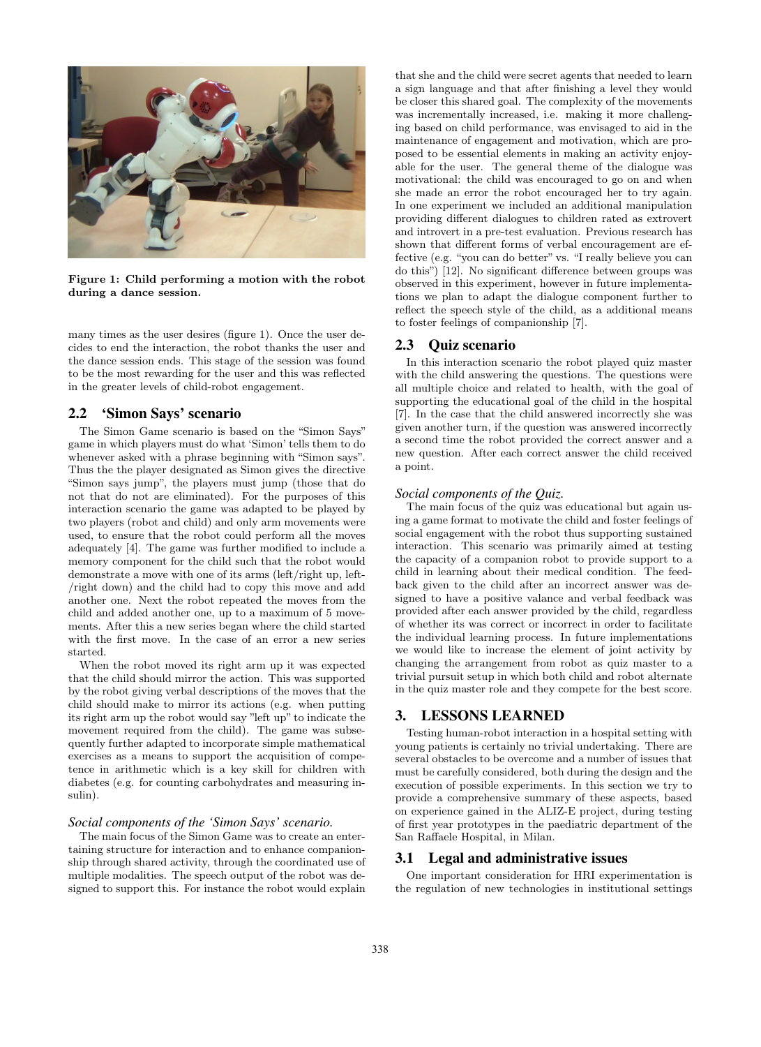Figure 1: Child performing a motion with the robot during a dance session.

many times as the user desires (figure 1). Once the user decides to end the interaction, the robot thanks the user and the dance session ends. This stage of the session was found to be the most rewarding for the user and this was reflected in the greater levels of child-robot engagement.

## 2.2 'Simon Says' scenario

The Simon Game scenario is based on the "Simon Says" game in which players must do what 'Simon' tells them to do whenever asked with a phrase beginning with "Simon says". Thus the the player designated as Simon gives the directive "Simon says jump", the players must jump (those that do not that do not are eliminated). For the purposes of this interaction scenario the game was adapted to be played by two players (robot and child) and only arm movements were used, to ensure that the robot could perform all the moves adequately [4]. The game was further modified to include a memory component for the child such that the robot would demonstrate a move with one of its arms (left/right up, left-/right down) and the child had to copy this move and add another one. Next the robot repeated the moves from the child and added another one, up to a maximum of 5 movements. After this a new series began where the child started with the first move. In the case of an error a new series started.

When the robot moved its right arm up it was expected that the child should mirror the action. This was supported by the robot giving verbal descriptions of the moves that the child should make to mirror its actions (e.g. when putting its right arm up the robot would say "left up" to indicate the movement required from the child). The game was subsequently further adapted to incorporate simple mathematical exercises as a means to support the acquisition of competence in arithmetic which is a key skill for children with diabetes (e.g. for counting carbohydrates and measuring insulin).

### *Social components of the 'Simon Says' scenario.*

The main focus of the Simon Game was to create an entertaining structure for interaction and to enhance companionship through shared activity, through the coordinated use of multiple modalities. The speech output of the robot was designed to support this. For instance the robot would explain that she and the child were secret agents that needed to learn a sign language and that after finishing a level they would be closer this shared goal. The complexity of the movements was incrementally increased, i.e. making it more challenging based on child performance, was envisaged to aid in the maintenance of engagement and motivation, which are proposed to be essential elements in making an activity enjoyable for the user. The general theme of the dialogue was motivational: the child was encouraged to go on and when she made an error the robot encouraged her to try again. In one experiment we included an additional manipulation providing different dialogues to children rated as extrovert and introvert in a pre-test evaluation. Previous research has shown that different forms of verbal encouragement are effective (e.g. "you can do better" vs. "I really believe you can do this") [12]. No significant difference between groups was observed in this experiment, however in future implementations we plan to adapt the dialogue component further to reflect the speech style of the child, as a additional means to foster feelings of companionship [7].

## 2.3 Quiz scenario

In this interaction scenario the robot played quiz master with the child answering the questions. The questions were all multiple choice and related to health, with the goal of supporting the educational goal of the child in the hospital [7]. In the case that the child answered incorrectly she was given another turn, if the question was answered incorrectly a second time the robot provided the correct answer and a new question. After each correct answer the child received a point.

### *Social components of the Quiz.*

The main focus of the quiz was educational but again using a game format to motivate the child and foster feelings of social engagement with the robot thus supporting sustained interaction. This scenario was primarily aimed at testing the capacity of a companion robot to provide support to a child in learning about their medical condition. The feedback given to the child after an incorrect answer was designed to have a positive valance and verbal feedback was provided after each answer provided by the child, regardless of whether its was correct or incorrect in order to facilitate the individual learning process. In future implementations we would like to increase the element of joint activity by changing the arrangement from robot as quiz master to a trivial pursuit setup in which both child and robot alternate in the quiz master role and they compete for the best score.

# 3. LESSONS LEARNED

Testing human-robot interaction in a hospital setting with young patients is certainly no trivial undertaking. There are several obstacles to be overcome and a number of issues that must be carefully considered, both during the design and the execution of possible experiments. In this section we try to provide a comprehensive summary of these aspects, based on experience gained in the ALIZ-E project, during testing of first year prototypes in the paediatric department of the San Raffaele Hospital, in Milan.

## 3.1 Legal and administrative issues

One important consideration for HRI experimentation is the regulation of new technologies in institutional settings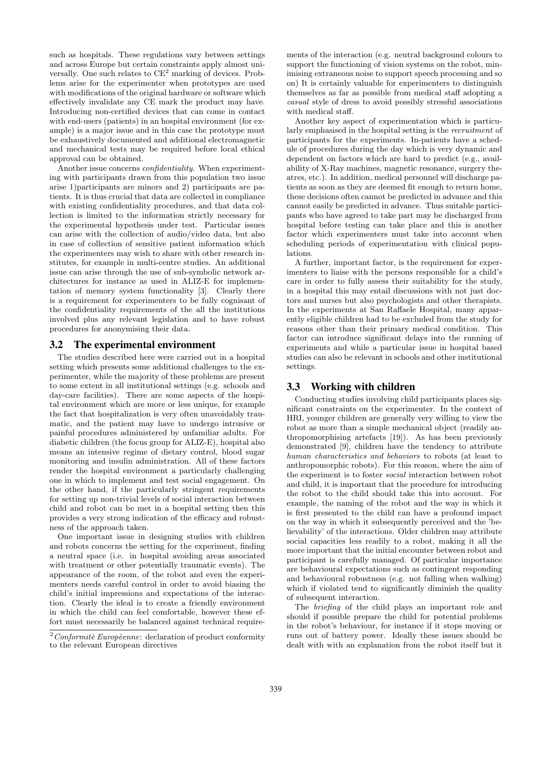such as hospitals. These regulations vary between settings and across Europe but certain constraints apply almost universally. One such relates to CE[2] marking of devices. Problems arise for the experimenter when prototypes are used with modifications of the original hardware or software which effectively invalidate any CE mark the product may have. Introducing non-certified devices that can come in contact with end-users (patients) in an hospital environment (for example) is a major issue and in this case the prototype must be exhaustively documented and additional electromagnetic and mechanical tests may be required before local ethical approval can be obtained.

Another issue concerns *confidentiality*. When experimenting with participants drawn from this population two issue arise 1)participants are minors and 2) participants are patients. It is thus crucial that data are collected in compliance with existing confidentiality procedures, and that data collection is limited to the information strictly necessary for the experimental hypothesis under test. Particular issues can arise with the collection of audio/video data, but also in case of collection of sensitive patient information which the experimenters may wish to share with other research institutes, for example in multi-centre studies. An additional issue can arise through the use of sub-symbolic network architectures for instance as used in ALIZ-E for implementation of memory system functionality [3]. Clearly there is a requirement for experimenters to be fully cognisant of the confidentiality requirements of the all the institutions involved plus any relevant legislation and to have robust procedures for anonymising their data.

## 3.2 The experimental environment

The studies described here were carried out in a hospital setting which presents some additional challenges to the experimenter, while the majority of these problems are present to some extent in all institutional settings (e.g. schools and day-care facilities). There are some aspects of the hospital environment which are more or less unique, for example the fact that hospitalization is very often unavoidably traumatic, and the patient may have to undergo intrusive or painful procedures administered by unfamiliar adults. For diabetic children (the focus group for ALIZ-E), hospital also means an intensive regime of dietary control, blood sugar monitoring and insulin administration. All of these factors render the hospital environment a particularly challenging one in which to implement and test social engagement. On the other hand, if the particularly stringent requirements for setting up non-trivial levels of social interaction between child and robot can be met in a hospital setting then this provides a very strong indication of the efficacy and robustness of the approach taken.

One important issue in designing studies with children and robots concerns the setting for the experiment, finding a neutral space (i.e. in hospital avoiding areas associated with treatment or other potentially traumatic events). The appearance of the room, of the robot and even the experimenters needs careful control in order to avoid biasing the child's initial impressions and expectations of the interaction. Clearly the ideal is to create a friendly environment in which the child can feel comfortable, however these effort must necessarily be balanced against technical requirements of the interaction (e.g. neutral background colours to support the functioning of vision systems on the robot, minimising extraneous noise to support speech processing and so on) It is certainly valuable for experimenters to distinguish themselves as far as possible from medical staff adopting a *casual* style of dress to avoid possibly stressful associations with medical staff.

Another key aspect of experimentation which is particularly emphasised in the hospital setting is the *recruitment* of participants for the experiments. In-patients have a schedule of procedures during the day which is very dynamic and dependent on factors which are hard to predict (e.g., availability of X-Ray machines, magnetic resonance, surgery theatres, etc.). In addition, medical personnel will discharge patients as soon as they are deemed fit enough to return home, these decisions often cannot be predicted in advance and this cannot easily be predicted in advance. Thus suitable participants who have agreed to take part may be discharged from hospital before testing can take place and this is another factor which experimenters must take into account when scheduling periods of experimentation with clinical populations.

A further, important factor, is the requirement for experimenters to liaise with the persons responsible for a child's care in order to fully assess their suitability for the study, in a hospital this may entail discussions with not just doctors and nurses but also psychologists and other therapists. In the experiments at San Raffaele Hospital, many apparently eligible children had to be excluded from the study for reasons other than their primary medical condition. This factor can introduce significant delays into the running of experiments and while a particular issue in hospital based studies can also be relevant in schools and other institutional settings.

## 3.3 Working with children

Conducting studies involving child participants places significant constraints on the experimenter. In the context of HRI, younger children are generally very willing to view the robot as more than a simple mechanical object (readily anthropomorphising artefacts [19]). As has been previously demonstrated [9], children have the tendency to attribute *human characteristics and behaviors* to robots (at least to anthropomorphic robots). For this reason, where the aim of the experiment is to foster *social* interaction between robot and child, it is important that the procedure for introducing the robot to the child should take this into account. For example, the naming of the robot and the way in which it is first presented to the child can have a profound impact on the way in which it subsequently perceived and the 'believability' of the interactions. Older children may attribute social capacities less readily to a robot, making it all the more important that the initial encounter between robot and participant is carefully managed. Of particular importance are behavioural expectations such as contingent responding and behavioural robustness (e.g. not falling when walking) which if violated tend to significantly diminish the quality of subsequent interaction.

The *briefing* of the child plays an important role and should if possible prepare the child for potential problems in the robot's behaviour, for instance if it stops moving or runs out of battery power. Ideally these issues should be dealt with with an explanation from the robot itself but it

[2] *Conformitè Europèenne*: declaration of product conformity to the relevant European directives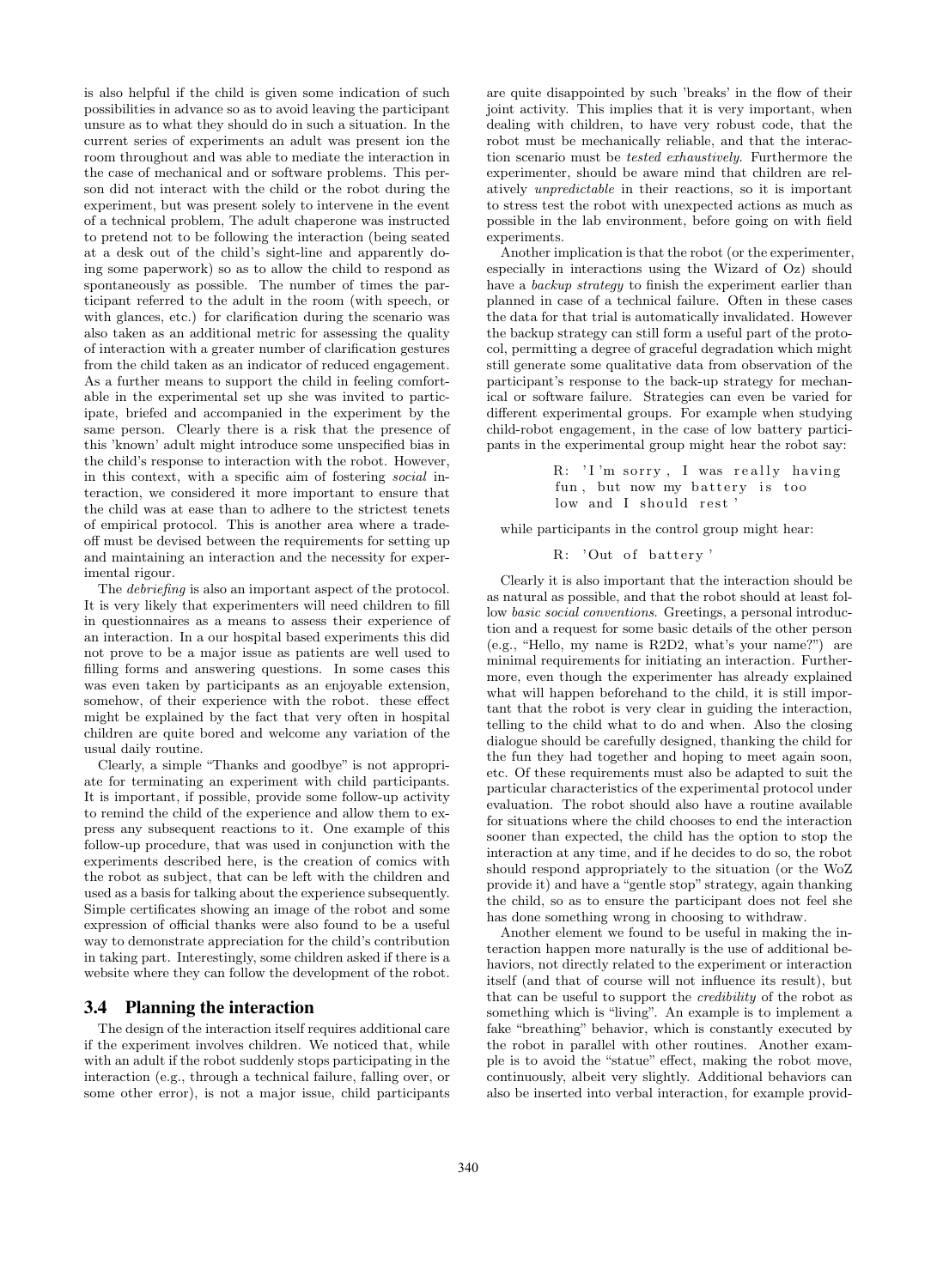is also helpful if the child is given some indication of such possibilities in advance so as to avoid leaving the participant unsure as to what they should do in such a situation. In the current series of experiments an adult was present ion the room throughout and was able to mediate the interaction in the case of mechanical and or software problems. This person did not interact with the child or the robot during the experiment, but was present solely to intervene in the event of a technical problem, The adult chaperone was instructed to pretend not to be following the interaction (being seated at a desk out of the child's sight-line and apparently doing some paperwork) so as to allow the child to respond as spontaneously as possible. The number of times the participant referred to the adult in the room (with speech, or with glances, etc.) for clarification during the scenario was also taken as an additional metric for assessing the quality of interaction with a greater number of clarification gestures from the child taken as an indicator of reduced engagement. As a further means to support the child in feeling comfortable in the experimental set up she was invited to participate, briefed and accompanied in the experiment by the same person. Clearly there is a risk that the presence of this 'known' adult might introduce some unspecified bias in the child's response to interaction with the robot. However, in this context, with a specific aim of fostering *social* interaction, we considered it more important to ensure that the child was at ease than to adhere to the strictest tenets of empirical protocol. This is another area where a trade-off must be devised between the requirements for setting up and maintaining an interaction and the necessity for experimental rigour.

The *debriefing* is also an important aspect of the protocol. It is very likely that experimenters will need children to fill in questionnaires as a means to assess their experience of an interaction. In a our hospital based experiments this did not prove to be a major issue as patients are well used to filling forms and answering questions. In some cases this was even taken by participants as an enjoyable extension, somehow, of their experience with the robot. these effect might be explained by the fact that very often in hospital children are quite bored and welcome any variation of the usual daily routine.

Clearly, a simple "Thanks and goodbye" is not appropriate for terminating an experiment with child participants. It is important, if possible, provide some follow-up activity to remind the child of the experience and allow them to express any subsequent reactions to it. One example of this follow-up procedure, that was used in conjunction with the experiments described here, is the creation of comics with the robot as subject, that can be left with the children and used as a basis for talking about the experience subsequently. Simple certificates showing an image of the robot and some expression of official thanks were also found to be a useful way to demonstrate appreciation for the child's contribution in taking part. Interestingly, some children asked if there is a website where they can follow the development of the robot.

## 3.4 Planning the interaction

The design of the interaction itself requires additional care if the experiment involves children. We noticed that, while with an adult if the robot suddenly stops participating in the interaction (e.g., through a technical failure, falling over, or some other error), is not a major issue, child participants are quite disappointed by such 'breaks' in the flow of their joint activity. This implies that it is very important, when dealing with children, to have very robust code, that the robot must be mechanically reliable, and that the interaction scenario must be *tested exhaustively*. Furthermore the experimenter, should be aware mind that children are relatively *unpredictable* in their reactions, so it is important to stress test the robot with unexpected actions as much as possible in the lab environment, before going on with field experiments.

Another implication is that the robot (or the experimenter, especially in interactions using the Wizard of Oz) should have a *backup strategy* to finish the experiment earlier than planned in case of a technical failure. Often in these cases the data for that trial is automatically invalidated. However the backup strategy can still form a useful part of the protocol, permitting a degree of graceful degradation which might still generate some qualitative data from observation of the participant's response to the back-up strategy for mechanical or software failure. Strategies can even be varied for different experimental groups. For example when studying child-robot engagement, in the case of low battery participants in the experimental group might hear the robot say:

```
R: 'I'm sorry, I was really having
fun, but now my battery is too
low and I should rest'
```

while participants in the control group might hear:

```
R: 'Out of battery'
```

Clearly it is also important that the interaction should be as natural as possible, and that the robot should at least follow *basic social conventions*. Greetings, a personal introduction and a request for some basic details of the other person (e.g., "Hello, my name is R2D2, what's your name?") are minimal requirements for initiating an interaction. Furthermore, even though the experimenter has already explained what will happen beforehand to the child, it is still important that the robot is very clear in guiding the interaction, telling to the child what to do and when. Also the closing dialogue should be carefully designed, thanking the child for the fun they had together and hoping to meet again soon, etc. Of these requirements must also be adapted to suit the particular characteristics of the experimental protocol under evaluation. The robot should also have a routine available for situations where the child chooses to end the interaction sooner than expected, the child has the option to stop the interaction at any time, and if he decides to do so, the robot should respond appropriately to the situation (or the WoZ provide it) and have a "gentle stop" strategy, again thanking the child, so as to ensure the participant does not feel she has done something wrong in choosing to withdraw.

Another element we found to be useful in making the interaction happen more naturally is the use of additional behaviors, not directly related to the experiment or interaction itself (and that of course will not influence its result), but that can be useful to support the *credibility* of the robot as something which is "living". An example is to implement a fake "breathing" behavior, which is constantly executed by the robot in parallel with other routines. Another example is to avoid the "statue" effect, making the robot move, continuously, albeit very slightly. Additional behaviors can also be inserted into verbal interaction, for example provid-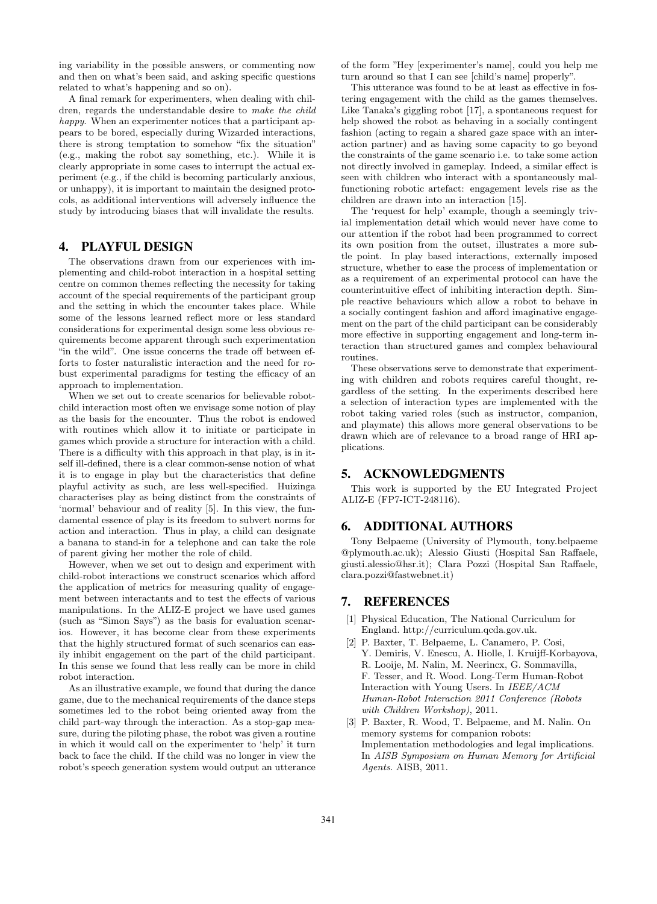ing variability in the possible answers, or commenting now and then on what's been said, and asking specific questions related to what's happening and so on).

A final remark for experimenters, when dealing with children, regards the understandable desire to *make the child happy*. When an experimenter notices that a participant appears to be bored, especially during Wizarded interactions, there is strong temptation to somehow "fix the situation" (e.g., making the robot say something, etc.). While it is clearly appropriate in some cases to interrupt the actual experiment (e.g., if the child is becoming particularly anxious, or unhappy), it is important to maintain the designed protocols, as additional interventions will adversely influence the study by introducing biases that will invalidate the results.

## 4. PLAYFUL DESIGN

The observations drawn from our experiences with implementing and child-robot interaction in a hospital setting centre on common themes reflecting the necessity for taking account of the special requirements of the participant group and the setting in which the encounter takes place. While some of the lessons learned reflect more or less standard considerations for experimental design some less obvious requirements become apparent through such experimentation "in the wild". One issue concerns the trade off between efforts to foster naturalistic interaction and the need for robust experimental paradigms for testing the efficacy of an approach to implementation.

When we set out to create scenarios for believable robot-child interaction most often we envisage some notion of play as the basis for the encounter. Thus the robot is endowed with routines which allow it to initiate or participate in games which provide a structure for interaction with a child. There is a difficulty with this approach in that play, is in itself ill-defined, there is a clear common-sense notion of what it is to engage in play but the characteristics that define playful activity as such, are less well-specified. Huizinga characterises play as being distinct from the constraints of 'normal' behaviour and of reality [5]. In this view, the fundamental essence of play is its freedom to subvert norms for action and interaction. Thus in play, a child can designate a banana to stand-in for a telephone and can take the role of parent giving her mother the role of child.

However, when we set out to design and experiment with child-robot interactions we construct scenarios which afford the application of metrics for measuring quality of engagement between interactants and to test the effects of various manipulations. In the ALIZ-E project we have used games (such as "Simon Says") as the basis for evaluation scenarios. However, it has become clear from these experiments that the highly structured format of such scenarios can easily inhibit engagement on the part of the child participant. In this sense we found that less really can be more in child robot interaction.

As an illustrative example, we found that during the dance game, due to the mechanical requirements of the dance steps sometimes led to the robot being oriented away from the child part-way through the interaction. As a stop-gap measure, during the piloting phase, the robot was given a routine in which it would call on the experimenter to 'help' it turn back to face the child. If the child was no longer in view the robot's speech generation system would output an utterance of the form "Hey [experimenter's name], could you help me turn around so that I can see [child's name] properly".

This utterance was found to be at least as effective in fostering engagement with the child as the games themselves. Like Tanaka's giggling robot [17], a spontaneous request for help showed the robot as behaving in a socially contingent fashion (acting to regain a shared gaze space with an interaction partner) and as having some capacity to go beyond the constraints of the game scenario i.e. to take some action not directly involved in gameplay. Indeed, a similar effect is seen with children who interact with a spontaneously malfunctioning robotic artefact: engagement levels rise as the children are drawn into an interaction [15].

The 'request for help' example, though a seemingly trivial implementation detail which would never have come to our attention if the robot had been programmed to correct its own position from the outset, illustrates a more subtle point. In play based interactions, externally imposed structure, whether to ease the process of implementation or as a requirement of an experimental protocol can have the counterintuitive effect of inhibiting interaction depth. Simple reactive behaviours which allow a robot to behave in a socially contingent fashion and afford imaginative engagement on the part of the child participant can be considerably more effective in supporting engagement and long-term interaction than structured games and complex behavioural routines.

These observations serve to demonstrate that experimenting with children and robots requires careful thought, regardless of the setting. In the experiments described here a selection of interaction types are implemented with the robot taking varied roles (such as instructor, companion, and playmate) this allows more general observations to be drawn which are of relevance to a broad range of HRI applications.

## 5. ACKNOWLEDGMENTS

This work is supported by the EU Integrated Project ALIZ-E (FP7-ICT-248116).

## 6. ADDITIONAL AUTHORS

Tony Belpaeme (University of Plymouth, tony.belpaeme@plymouth.ac.uk); Alessio Giusti (Hospital San Raffaele, giusti.alessio@hsr.it); Clara Pozzi (Hospital San Raffaele, clara.pozzi@fastwebnet.it)

## 7. REFERENCES

[1] Physical Education, The National Curriculum for England. http://curriculum.qcda.gov.uk.

[2] P. Baxter, T. Belpaeme, L. Canamero, P. Cosi, Y. Demiris, V. Enescu, A. Hiolle, I. Kruijff-Korbayova, R. Looije, M. Nalin, M. Neerincx, G. Sommavilla, F. Tesser, and R. Wood. Long-Term Human-Robot Interaction with Young Users. In *IEEE/ACM Human-Robot Interaction 2011 Conference (Robots with Children Workshop)*, 2011.

[3] P. Baxter, R. Wood, T. Belpaeme, and M. Nalin. On memory systems for companion robots: Implementation methodologies and legal implications. In *AISB Symposium on Human Memory for Artificial Agents*. AISB, 2011.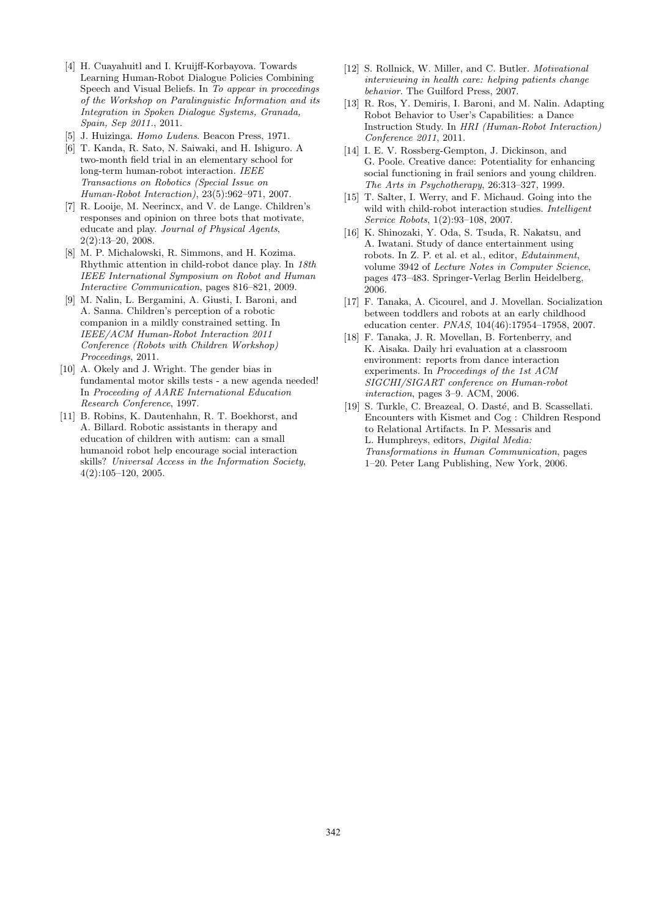[4] H. Cuayahuitl and I. Kruijff-Korbayova. Towards Learning Human-Robot Dialogue Policies Combining Speech and Visual Beliefs. In *To appear in proceedings of the Workshop on Paralinguistic Information and its Integration in Spoken Dialogue Systems, Granada, Spain, Sep 2011.*, 2011.

[5] J. Huizinga. *Homo Ludens*. Beacon Press, 1971.

[6] T. Kanda, R. Sato, N. Saiwaki, and H. Ishiguro. A two-month field trial in an elementary school for long-term human-robot interaction. *IEEE Transactions on Robotics (Special Issue on Human-Robot Interaction)*, 23(5):962–971, 2007.

[7] R. Looije, M. Neerincx, and V. de Lange. Children's responses and opinion on three bots that motivate, educate and play. *Journal of Physical Agents*, 2(2):13–20, 2008.

[8] M. P. Michalowski, R. Simmons, and H. Kozima. Rhythmic attention in child-robot dance play. In *18th IEEE International Symposium on Robot and Human Interactive Communication*, pages 816–821, 2009.

[9] M. Nalin, L. Bergamini, A. Giusti, I. Baroni, and A. Sanna. Children's perception of a robotic companion in a mildly constrained setting. In *IEEE/ACM Human-Robot Interaction 2011 Conference (Robots with Children Workshop) Proceedings*, 2011.

[10] A. Okely and J. Wright. The gender bias in fundamental motor skills tests - a new agenda needed! In *Proceeding of AARE International Education Research Conference*, 1997.

[11] B. Robins, K. Dautenhahn, R. T. Boekhorst, and A. Billard. Robotic assistants in therapy and education of children with autism: can a small humanoid robot help encourage social interaction skills? *Universal Access in the Information Society*, 4(2):105–120, 2005.

[12] S. Rollnick, W. Miller, and C. Butler. *Motivational interviewing in health care: helping patients change behavior*. The Guilford Press, 2007.

[13] R. Ros, Y. Demiris, I. Baroni, and M. Nalin. Adapting Robot Behavior to User's Capabilities: a Dance Instruction Study. In *HRI (Human-Robot Interaction) Conference 2011*, 2011.

[14] I. E. V. Rossberg-Gempton, J. Dickinson, and G. Poole. Creative dance: Potentiality for enhancing social functioning in frail seniors and young children. *The Arts in Psychotherapy*, 26:313–327, 1999.

[15] T. Salter, I. Werry, and F. Michaud. Going into the wild with child-robot interaction studies. *Intelligent Service Robots*, 1(2):93–108, 2007.

[16] K. Shinozaki, Y. Oda, S. Tsuda, R. Nakatsu, and A. Iwatani. Study of dance entertainment using robots. In Z. P. et al. et al., editor, *Edutainment*, volume 3942 of *Lecture Notes in Computer Science*, pages 473–483. Springer-Verlag Berlin Heidelberg, 2006.

[17] F. Tanaka, A. Cicourel, and J. Movellan. Socialization between toddlers and robots at an early childhood education center. *PNAS*, 104(46):17954–17958, 2007.

[18] F. Tanaka, J. R. Movellan, B. Fortenberry, and K. Aisaka. Daily hri evaluation at a classroom environment: reports from dance interaction experiments. In *Proceedings of the 1st ACM SIGCHI/SIGART conference on Human-robot interaction*, pages 3–9. ACM, 2006.

[19] S. Turkle, C. Breazeal, O. Dasté, and B. Scassellati. Encounters with Kismet and Cog : Children Respond to Relational Artifacts. In P. Messaris and L. Humphreys, editors, *Digital Media: Transformations in Human Communication*, pages 1–20. Peter Lang Publishing, New York, 2006.